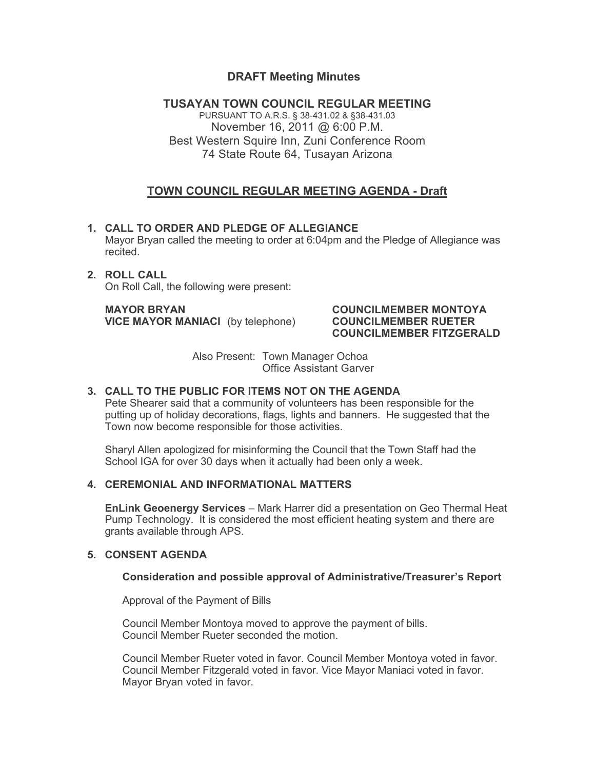# DRAFT Meeting Minutes

## TUSAYAN TOWN COUNCIL REGULAR MEETING

PURSUANT TO A.R.S. § 38-431.02 & §38-431.03
November 16, 2011 @ 6:00 P.M.
Best Western Squire Inn, Zuni Conference Room
74 State Route 64, Tusayan Arizona

## TOWN COUNCIL REGULAR MEETING AGENDA - Draft

1. **CALL TO ORDER AND PLEDGE OF ALLEGIANCE**
   Mayor Bryan called the meeting to order at 6:04pm and the Pledge of Allegiance was recited.

2. **ROLL CALL**
   On Roll Call, the following were present:

   **MAYOR BRYAN**
   **VICE MAYOR MANIACI** (by telephone)
   **COUNCILMEMBER MONTOYA**
   **COUNCILMEMBER RUETER**
   **COUNCILMEMBER FITZGERALD**

   Also Present: Town Manager Ochoa
   Office Assistant Garver

3. **CALL TO THE PUBLIC FOR ITEMS NOT ON THE AGENDA**
   Pete Shearer said that a community of volunteers has been responsible for the putting up of holiday decorations, flags, lights and banners. He suggested that the Town now become responsible for those activities.

   Sharyl Allen apologized for misinforming the Council that the Town Staff had the School IGA for over 30 days when it actually had been only a week.

4. **CEREMONIAL AND INFORMATIONAL MATTERS**

   **EnLink Geoenergy Services** – Mark Harrer did a presentation on Geo Thermal Heat Pump Technology. It is considered the most efficient heating system and there are grants available through APS.

5. **CONSENT AGENDA**

   **Consideration and possible approval of Administrative/Treasurer's Report**

   Approval of the Payment of Bills

   Council Member Montoya moved to approve the payment of bills.
   Council Member Rueter seconded the motion.

   Council Member Rueter voted in favor. Council Member Montoya voted in favor. Council Member Fitzgerald voted in favor. Vice Mayor Maniaci voted in favor. Mayor Bryan voted in favor.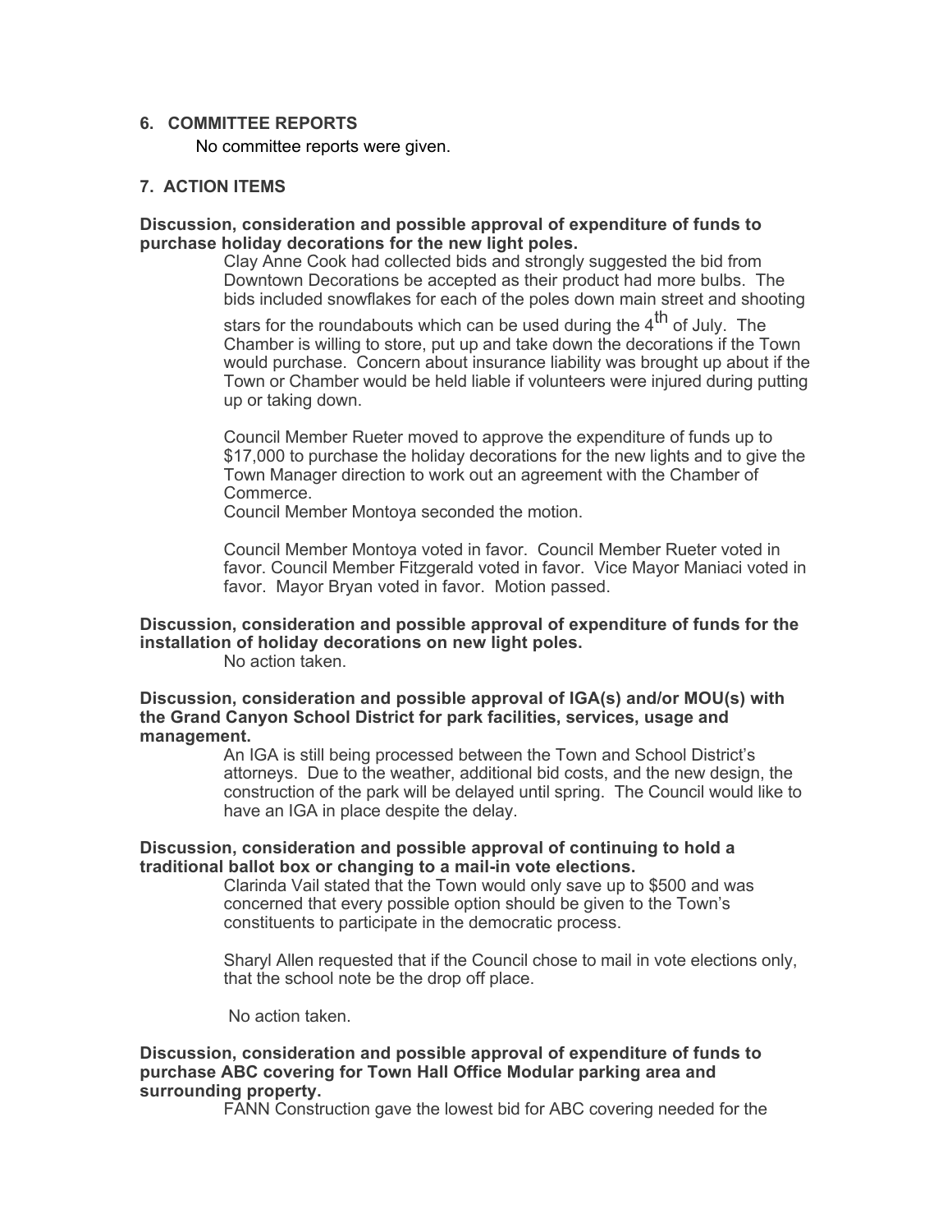## 6. COMMITTEE REPORTS

No committee reports were given.

## 7. ACTION ITEMS

**Discussion, consideration and possible approval of expenditure of funds to purchase holiday decorations for the new light poles.**

Clay Anne Cook had collected bids and strongly suggested the bid from Downtown Decorations be accepted as their product had more bulbs. The bids included snowflakes for each of the poles down main street and shooting stars for the roundabouts which can be used during the 4th of July. The Chamber is willing to store, put up and take down the decorations if the Town would purchase. Concern about insurance liability was brought up about if the Town or Chamber would be held liable if volunteers were injured during putting up or taking down.

Council Member Rueter moved to approve the expenditure of funds up to $17,000 to purchase the holiday decorations for the new lights and to give the Town Manager direction to work out an agreement with the Chamber of Commerce.
Council Member Montoya seconded the motion.

Council Member Montoya voted in favor. Council Member Rueter voted in favor. Council Member Fitzgerald voted in favor. Vice Mayor Maniaci voted in favor. Mayor Bryan voted in favor. Motion passed.

**Discussion, consideration and possible approval of expenditure of funds for the installation of holiday decorations on new light poles.**

No action taken.

**Discussion, consideration and possible approval of IGA(s) and/or MOU(s) with the Grand Canyon School District for park facilities, services, usage and management.**

An IGA is still being processed between the Town and School District's attorneys. Due to the weather, additional bid costs, and the new design, the construction of the park will be delayed until spring. The Council would like to have an IGA in place despite the delay.

**Discussion, consideration and possible approval of continuing to hold a traditional ballot box or changing to a mail-in vote elections.**

Clarinda Vail stated that the Town would only save up to $500 and was concerned that every possible option should be given to the Town's constituents to participate in the democratic process.

Sharyl Allen requested that if the Council chose to mail in vote elections only, that the school note be the drop off place.

No action taken.

**Discussion, consideration and possible approval of expenditure of funds to purchase ABC covering for Town Hall Office Modular parking area and surrounding property.**

FANN Construction gave the lowest bid for ABC covering needed for the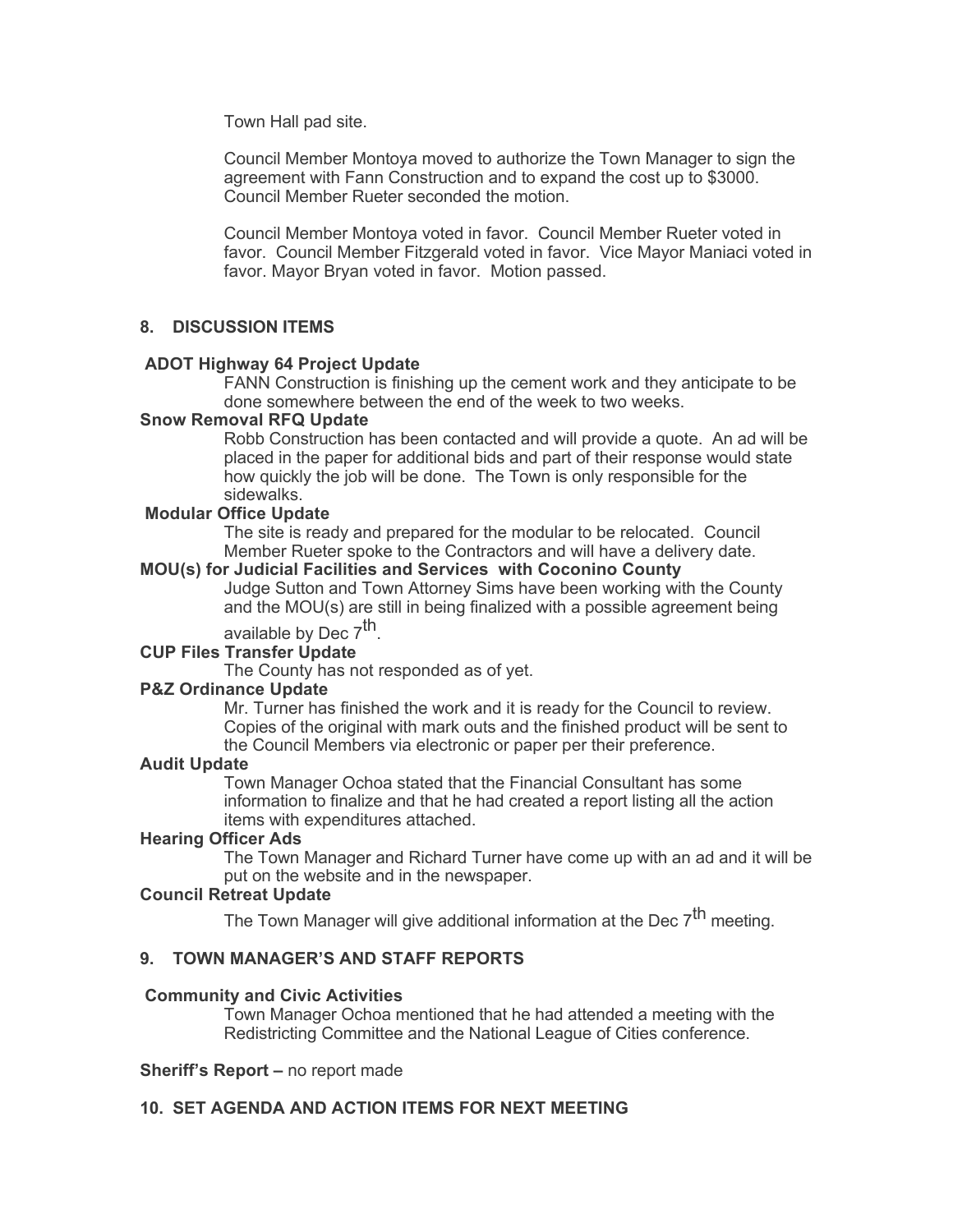Town Hall pad site.

Council Member Montoya moved to authorize the Town Manager to sign the agreement with Fann Construction and to expand the cost up to $3000. Council Member Rueter seconded the motion.

Council Member Montoya voted in favor. Council Member Rueter voted in favor. Council Member Fitzgerald voted in favor. Vice Mayor Maniaci voted in favor. Mayor Bryan voted in favor. Motion passed.

## 8. DISCUSSION ITEMS

**ADOT Highway 64 Project Update**

FANN Construction is finishing up the cement work and they anticipate to be done somewhere between the end of the week to two weeks.

**Snow Removal RFQ Update**

Robb Construction has been contacted and will provide a quote. An ad will be placed in the paper for additional bids and part of their response would state how quickly the job will be done. The Town is only responsible for the sidewalks.

**Modular Office Update**

The site is ready and prepared for the modular to be relocated. Council Member Rueter spoke to the Contractors and will have a delivery date.

**MOU(s) for Judicial Facilities and Services with Coconino County**

Judge Sutton and Town Attorney Sims have been working with the County and the MOU(s) are still in being finalized with a possible agreement being available by Dec 7th.

**CUP Files Transfer Update**

The County has not responded as of yet.

**P&Z Ordinance Update**

Mr. Turner has finished the work and it is ready for the Council to review. Copies of the original with mark outs and the finished product will be sent to the Council Members via electronic or paper per their preference.

**Audit Update**

Town Manager Ochoa stated that the Financial Consultant has some information to finalize and that he had created a report listing all the action items with expenditures attached.

**Hearing Officer Ads**

The Town Manager and Richard Turner have come up with an ad and it will be put on the website and in the newspaper.

**Council Retreat Update**

The Town Manager will give additional information at the Dec 7th meeting.

## 9. TOWN MANAGER'S AND STAFF REPORTS

**Community and Civic Activities**

Town Manager Ochoa mentioned that he had attended a meeting with the Redistricting Committee and the National League of Cities conference.

**Sheriff's Report –** no report made

## 10. SET AGENDA AND ACTION ITEMS FOR NEXT MEETING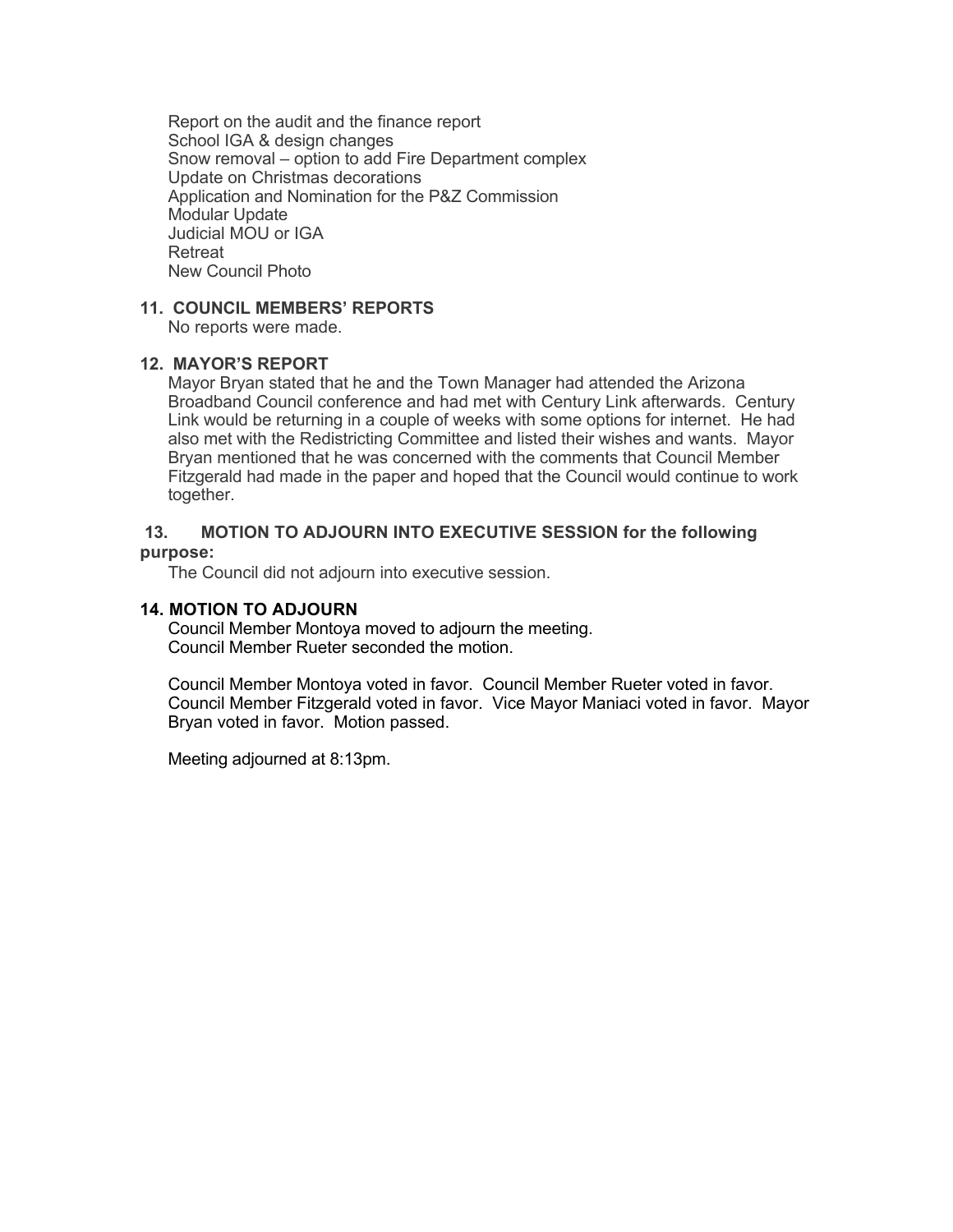Report on the audit and the finance report
School IGA & design changes
Snow removal – option to add Fire Department complex
Update on Christmas decorations
Application and Nomination for the P&Z Commission
Modular Update
Judicial MOU or IGA
Retreat
New Council Photo

**11. COUNCIL MEMBERS' REPORTS**

No reports were made.

**12. MAYOR'S REPORT**

Mayor Bryan stated that he and the Town Manager had attended the Arizona Broadband Council conference and had met with Century Link afterwards. Century Link would be returning in a couple of weeks with some options for internet. He had also met with the Redistricting Committee and listed their wishes and wants. Mayor Bryan mentioned that he was concerned with the comments that Council Member Fitzgerald had made in the paper and hoped that the Council would continue to work together.

**13. MOTION TO ADJOURN INTO EXECUTIVE SESSION for the following purpose:**

The Council did not adjourn into executive session.

**14. MOTION TO ADJOURN**

Council Member Montoya moved to adjourn the meeting.
Council Member Rueter seconded the motion.

Council Member Montoya voted in favor. Council Member Rueter voted in favor. Council Member Fitzgerald voted in favor. Vice Mayor Maniaci voted in favor. Mayor Bryan voted in favor. Motion passed.

Meeting adjourned at 8:13pm.